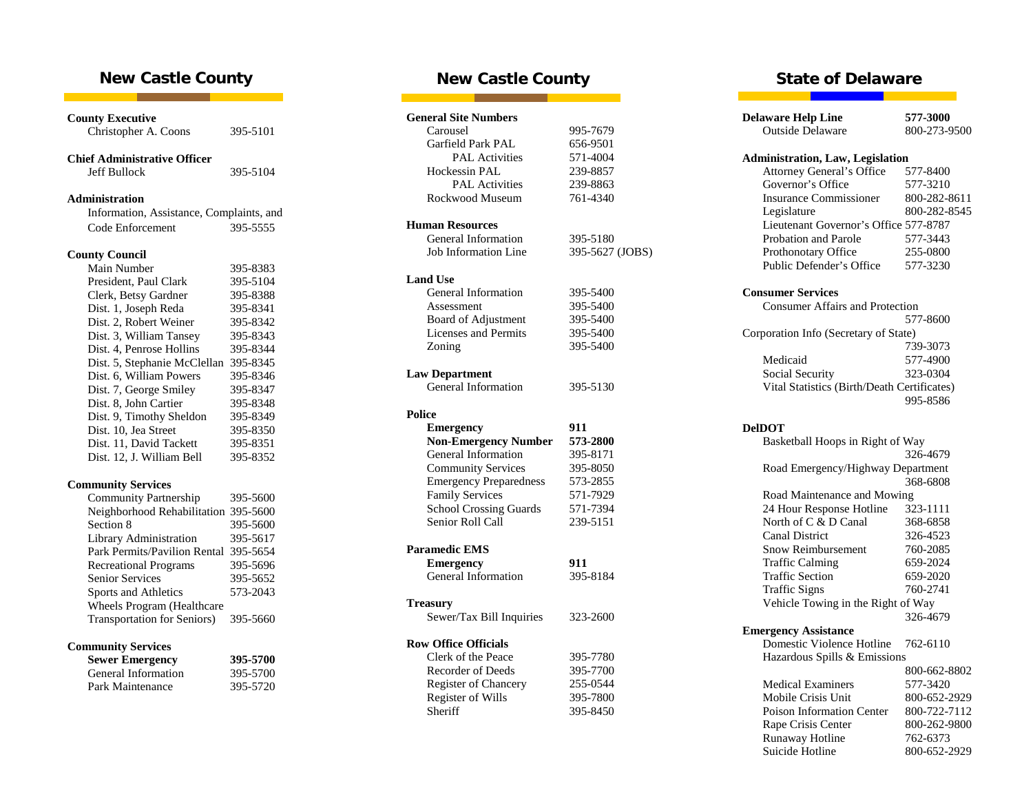## New Castle County

**County Executive**
Christopher A. Coons 395-5101

**Chief Administrative Officer**
Jeff Bullock 395-5104

**Administration**
Information, Assistance, Complaints, and Code Enforcement 395-5555

**County Council**

| | |
|---|---|
| Main Number | 395-8383 |
| President, Paul Clark | 395-5104 |
| Clerk, Betsy Gardner | 395-8388 |
| Dist. 1, Joseph Reda | 395-8341 |
| Dist. 2, Robert Weiner | 395-8342 |
| Dist. 3, William Tansey | 395-8343 |
| Dist. 4, Penrose Hollins | 395-8344 |
| Dist. 5, Stephanie McClellan | 395-8345 |
| Dist. 6, William Powers | 395-8346 |
| Dist. 7, George Smiley | 395-8347 |
| Dist. 8, John Cartier | 395-8348 |
| Dist. 9, Timothy Sheldon | 395-8349 |
| Dist. 10, Jea Street | 395-8350 |
| Dist. 11, David Tackett | 395-8351 |
| Dist. 12, J. William Bell | 395-8352 |

**Community Services**

| | |
|---|---|
| Community Partnership | 395-5600 |
| Neighborhood Rehabilitation | 395-5600 |
| Section 8 | 395-5600 |
| Library Administration | 395-5617 |
| Park Permits/Pavilion Rental | 395-5654 |
| Recreational Programs | 395-5696 |
| Senior Services | 395-5652 |
| Sports and Athletics | 573-2043 |
| Wheels Program (Healthcare Transportation for Seniors) | 395-5660 |

**Community Services**

| | |
|---|---|
| **Sewer Emergency** | **395-5700** |
| General Information | 395-5700 |
| Park Maintenance | 395-5720 |

## New Castle County

**General Site Numbers**

| | |
|---|---|
| Carousel | 995-7679 |
| Garfield Park PAL | 656-9501 |
| PAL Activities | 571-4004 |
| Hockessin PAL | 239-8857 |
| PAL Activities | 239-8863 |
| Rockwood Museum | 761-4340 |

**Human Resources**

| | |
|---|---|
| General Information | 395-5180 |
| Job Information Line | 395-5627 (JOBS) |

**Land Use**

| | |
|---|---|
| General Information | 395-5400 |
| Assessment | 395-5400 |
| Board of Adjustment | 395-5400 |
| Licenses and Permits | 395-5400 |
| Zoning | 395-5400 |

**Law Department**
General Information 395-5130

**Police**

| | |
|---|---|
| **Emergency** | **911** |
| **Non-Emergency Number** | **573-2800** |
| General Information | 395-8171 |
| Community Services | 395-8050 |
| Emergency Preparedness | 573-2855 |
| Family Services | 571-7929 |
| School Crossing Guards | 571-7394 |
| Senior Roll Call | 239-5151 |

**Paramedic EMS**

| | |
|---|---|
| **Emergency** | **911** |
| General Information | 395-8184 |

**Treasury**
Sewer/Tax Bill Inquiries 323-2600

**Row Office Officials**

| | |
|---|---|
| Clerk of the Peace | 395-7780 |
| Recorder of Deeds | 395-7700 |
| Register of Chancery | 255-0544 |
| Register of Wills | 395-7800 |
| Sheriff | 395-8450 |

## State of Delaware

**Delaware Help Line** **577-3000**
Outside Delaware 800-273-9500

**Administration, Law, Legislation**

| | |
|---|---|
| Attorney General's Office | 577-8400 |
| Governor's Office | 577-3210 |
| Insurance Commissioner | 800-282-8611 |
| Legislature | 800-282-8545 |
| Lieutenant Governor's Office | 577-8787 |
| Probation and Parole | 577-3443 |
| Prothonotary Office | 255-0800 |
| Public Defender's Office | 577-3230 |

**Consumer Services**

| | |
|---|---|
| Consumer Affairs and Protection | 577-8600 |
| Corporation Info (Secretary of State) | 739-3073 |
| Medicaid | 577-4900 |
| Social Security | 323-0304 |
| Vital Statistics (Birth/Death Certificates) | 995-8586 |

**DelDOT**

| | |
|---|---|
| Basketball Hoops in Right of Way | 326-4679 |
| Road Emergency/Highway Department | 368-6808 |
| Road Maintenance and Mowing | |
| 24 Hour Response Hotline | 323-1111 |
| North of C & D Canal | 368-6858 |
| Canal District | 326-4523 |
| Snow Reimbursement | 760-2085 |
| Traffic Calming | 659-2024 |
| Traffic Section | 659-2020 |
| Traffic Signs | 760-2741 |
| Vehicle Towing in the Right of Way | 326-4679 |

**Emergency Assistance**

| | |
|---|---|
| Domestic Violence Hotline | 762-6110 |
| Hazardous Spills & Emissions | 800-662-8802 |
| Medical Examiners | 577-3420 |
| Mobile Crisis Unit | 800-652-2929 |
| Poison Information Center | 800-722-7112 |
| Rape Crisis Center | 800-262-9800 |
| Runaway Hotline | 762-6373 |
| Suicide Hotline | 800-652-2929 |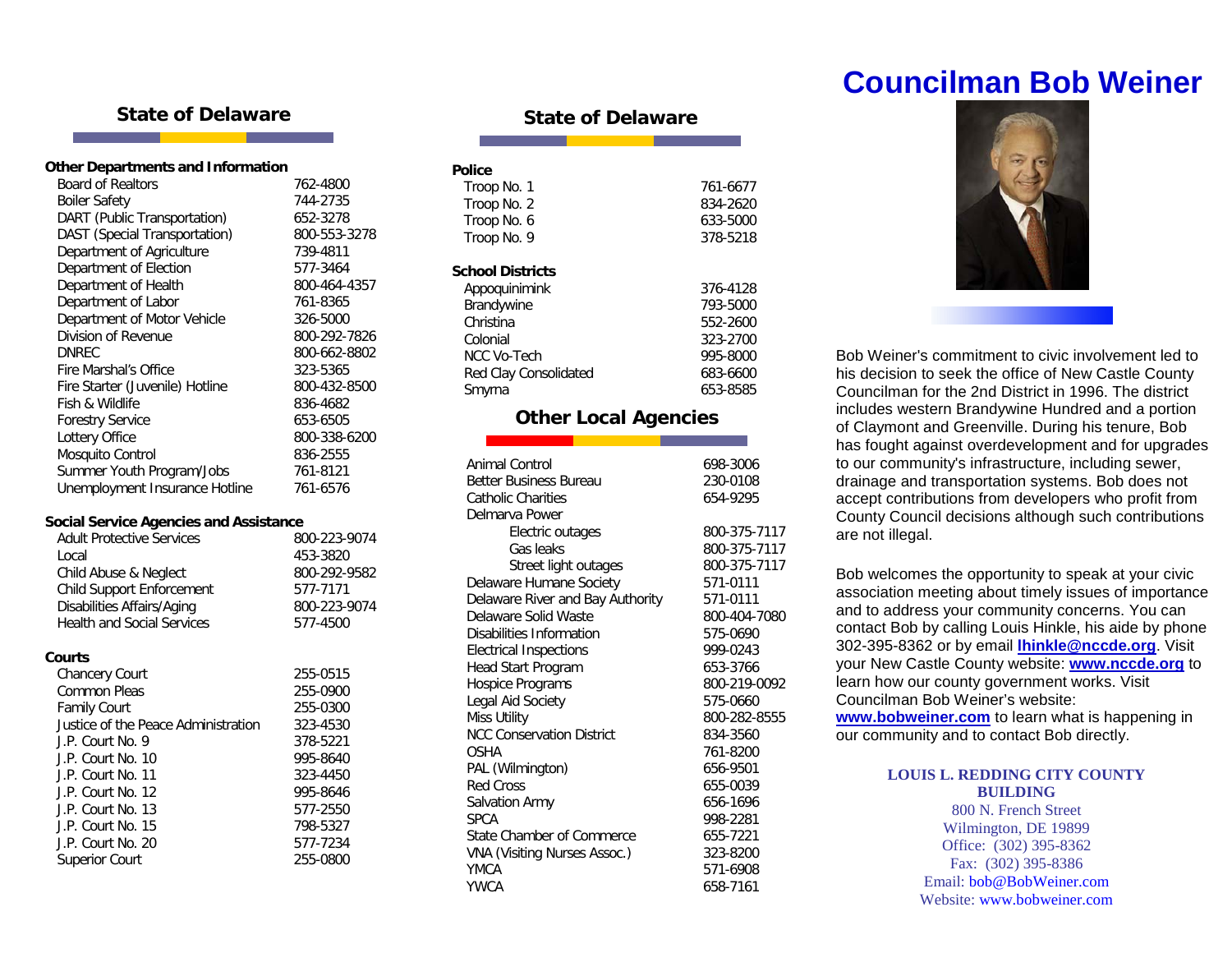## State of Delaware

### Other Departments and Information

| | |
|---|---|
| Board of Realtors | 762-4800 |
| Boiler Safety | 744-2735 |
| DART (Public Transportation) | 652-3278 |
| DAST (Special Transportation) | 800-553-3278 |
| Department of Agriculture | 739-4811 |
| Department of Election | 577-3464 |
| Department of Health | 800-464-4357 |
| Department of Labor | 761-8365 |
| Department of Motor Vehicle | 326-5000 |
| Division of Revenue | 800-292-7826 |
| DNREC | 800-662-8802 |
| Fire Marshal's Office | 323-5365 |
| Fire Starter (Juvenile) Hotline | 800-432-8500 |
| Fish & Wildlife | 836-4682 |
| Forestry Service | 653-6505 |
| Lottery Office | 800-338-6200 |
| Mosquito Control | 836-2555 |
| Summer Youth Program/Jobs | 761-8121 |
| Unemployment Insurance Hotline | 761-6576 |

### Social Service Agencies and Assistance

| | |
|---|---|
| Adult Protective Services | 800-223-9074 |
| Local | 453-3820 |
| Child Abuse & Neglect | 800-292-9582 |
| Child Support Enforcement | 577-7171 |
| Disabilities Affairs/Aging | 800-223-9074 |
| Health and Social Services | 577-4500 |

### Courts

| | |
|---|---|
| Chancery Court | 255-0515 |
| Common Pleas | 255-0900 |
| Family Court | 255-0300 |
| Justice of the Peace Administration | 323-4530 |
| J.P. Court No. 9 | 378-5221 |
| J.P. Court No. 10 | 995-8640 |
| J.P. Court No. 11 | 323-4450 |
| J.P. Court No. 12 | 995-8646 |
| J.P. Court No. 13 | 577-2550 |
| J.P. Court No. 15 | 798-5327 |
| J.P. Court No. 20 | 577-7234 |
| Superior Court | 255-0800 |

## State of Delaware

### Police

| | |
|---|---|
| Troop No. 1 | 761-6677 |
| Troop No. 2 | 834-2620 |
| Troop No. 6 | 633-5000 |
| Troop No. 9 | 378-5218 |

### School Districts

| | |
|---|---|
| Appoquinimink | 376-4128 |
| Brandywine | 793-5000 |
| Christina | 552-2600 |
| Colonial | 323-2700 |
| NCC Vo-Tech | 995-8000 |
| Red Clay Consolidated | 683-6600 |
| Smyrna | 653-8585 |

## Other Local Agencies

| | |
|---|---|
| Animal Control | 698-3006 |
| Better Business Bureau | 230-0108 |
| Catholic Charities | 654-9295 |
| Delmarva Power | |
| Electric outages | 800-375-7117 |
| Gas leaks | 800-375-7117 |
| Street light outages | 800-375-7117 |
| Delaware Humane Society | 571-0111 |
| Delaware River and Bay Authority | 571-0111 |
| Delaware Solid Waste | 800-404-7080 |
| Disabilities Information | 575-0690 |
| Electrical Inspections | 999-0243 |
| Head Start Program | 653-3766 |
| Hospice Programs | 800-219-0092 |
| Legal Aid Society | 575-0660 |
| Miss Utility | 800-282-8555 |
| NCC Conservation District | 834-3560 |
| OSHA | 761-8200 |
| PAL (Wilmington) | 656-9501 |
| Red Cross | 655-0039 |
| Salvation Army | 656-1696 |
| SPCA | 998-2281 |
| State Chamber of Commerce | 655-7221 |
| VNA (Visiting Nurses Assoc.) | 323-8200 |
| YMCA | 571-6908 |
| YWCA | 658-7161 |

# Councilman Bob Weiner

Bob Weiner's commitment to civic involvement led to his decision to seek the office of New Castle County Councilman for the 2nd District in 1996. The district includes western Brandywine Hundred and a portion of Claymont and Greenville. During his tenure, Bob has fought against overdevelopment and for upgrades to our community's infrastructure, including sewer, drainage and transportation systems. Bob does not accept contributions from developers who profit from County Council decisions although such contributions are not illegal.

Bob welcomes the opportunity to speak at your civic association meeting about timely issues of importance and to address your community concerns. You can contact Bob by calling Louis Hinkle, his aide by phone 302-395-8362 or by email **lhinkle@nccde.org**. Visit your New Castle County website: **www.nccde.org** to learn how our county government works. Visit Councilman Bob Weiner's website: **www.bobweiner.com** to learn what is happening in our community and to contact Bob directly.

**LOUIS L. REDDING CITY COUNTY BUILDING**
800 N. French Street
Wilmington, DE 19899
Office: (302) 395-8362
Fax: (302) 395-8386
Email: bob@BobWeiner.com
Website: www.bobweiner.com